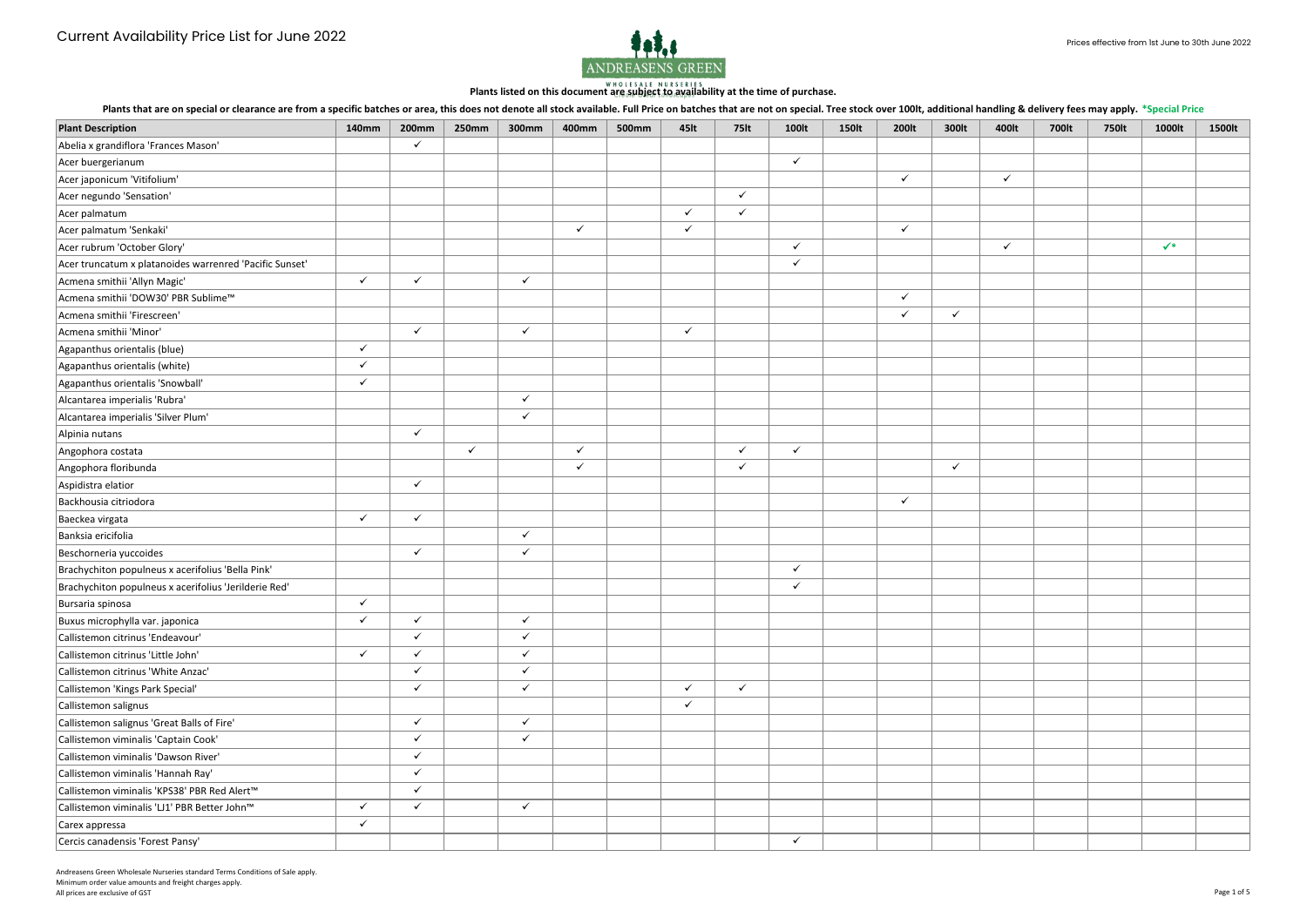# Current Availability Price List for June 2022

Prices effective from 1st June to 30th June 2022

ANDREASENS GREEN WHOLESALE NURSERIES

**Plants listed on this document are subject to availability at the time of purchase.**

**Plants that are on special or clearance are from a specific batches or area, this does not denote all stock available. Full Price on batches that are not on special. Tree stock over 100lt, additional handling & delivery fees may apply. *Special Price**

| Plant Description | 140mm | 200mm | 250mm | 300mm | 400mm | 500mm | 45lt | 75lt | 100lt | 150lt | 200lt | 300lt | 400lt | 700lt | 750lt | 1000lt | 1500lt |
|---|---|---|---|---|---|---|---|---|---|---|---|---|---|---|---|---|---|
| Abelia x grandiflora 'Frances Mason' | | ✓ | | | | | | | | | | | | | | | |
| Acer buergerianum | | | | | | | | | ✓ | | | | | | | | |
| Acer japonicum 'Vitifolium' | | | | | | | | | | | ✓ | | ✓ | | | | |
| Acer negundo 'Sensation' | | | | | | | | ✓ | | | | | | | | | |
| Acer palmatum | | | | | | | ✓ | ✓ | | | | | | | | | |
| Acer palmatum 'Senkaki' | | | | | ✓ | | ✓ | | | | ✓ | | | | | | |
| Acer rubrum 'October Glory' | | | | | | | | | ✓ | | | | ✓ | | | ✓* | |
| Acer truncatum x platanoides warrenred 'Pacific Sunset' | | | | | | | | | ✓ | | | | | | | | |
| Acmena smithii 'Allyn Magic' | ✓ | ✓ | | ✓ | | | | | | | | | | | | | |
| Acmena smithii 'DOW30' PBR Sublime™ | | | | | | | | | | | ✓ | | | | | | |
| Acmena smithii 'Firescreen' | | | | | | | | | | | ✓ | ✓ | | | | | |
| Acmena smithii 'Minor' | | ✓ | | ✓ | | | ✓ | | | | | | | | | | |
| Agapanthus orientalis (blue) | ✓ | | | | | | | | | | | | | | | | |
| Agapanthus orientalis (white) | ✓ | | | | | | | | | | | | | | | | |
| Agapanthus orientalis 'Snowball' | ✓ | | | | | | | | | | | | | | | | |
| Alcantarea imperialis 'Rubra' | | | | ✓ | | | | | | | | | | | | | |
| Alcantarea imperialis 'Silver Plum' | | | | ✓ | | | | | | | | | | | | | |
| Alpinia nutans | | ✓ | | | | | | | | | | | | | | | |
| Angophora costata | | | ✓ | | ✓ | | | ✓ | ✓ | | | | | | | | |
| Angophora floribunda | | | | | ✓ | | | ✓ | | | | ✓ | | | | | |
| Aspidistra elatior | | ✓ | | | | | | | | | | | | | | | |
| Backhousia citriodora | | | | | | | | | | | ✓ | | | | | | |
| Baeckea virgata | ✓ | ✓ | | | | | | | | | | | | | | | |
| Banksia ericifolia | | | | ✓ | | | | | | | | | | | | | |
| Beschorneria yuccoides | | ✓ | | ✓ | | | | | | | | | | | | | |
| Brachychiton populneus x acerifolius 'Bella Pink' | | | | | | | | | ✓ | | | | | | | | |
| Brachychiton populneus x acerifolius 'Jerilderie Red' | | | | | | | | | ✓ | | | | | | | | |
| Bursaria spinosa | ✓ | | | | | | | | | | | | | | | | |
| Buxus microphylla var. japonica | ✓ | ✓ | | ✓ | | | | | | | | | | | | | |
| Callistemon citrinus 'Endeavour' | | ✓ | | ✓ | | | | | | | | | | | | | |
| Callistemon citrinus 'Little John' | ✓ | ✓ | | ✓ | | | | | | | | | | | | | |
| Callistemon citrinus 'White Anzac' | | ✓ | | ✓ | | | | | | | | | | | | | |
| Callistemon 'Kings Park Special' | | ✓ | | ✓ | | | ✓ | ✓ | | | | | | | | | |
| Callistemon salignus | | | | | | | ✓ | | | | | | | | | | |
| Callistemon salignus 'Great Balls of Fire' | | ✓ | | ✓ | | | | | | | | | | | | | |
| Callistemon viminalis 'Captain Cook' | | ✓ | | ✓ | | | | | | | | | | | | | |
| Callistemon viminalis 'Dawson River' | | ✓ | | | | | | | | | | | | | | | |
| Callistemon viminalis 'Hannah Ray' | | ✓ | | | | | | | | | | | | | | | |
| Callistemon viminalis 'KPS38' PBR Red Alert™ | | ✓ | | | | | | | | | | | | | | | |
| Callistemon viminalis 'LJ1' PBR Better John™ | ✓ | ✓ | | ✓ | | | | | | | | | | | | | |
| Carex appressa | ✓ | | | | | | | | | | | | | | | | |
| Cercis canadensis 'Forest Pansy' | | | | | | | | | ✓ | | | | | | | | |

Andreasens Green Wholesale Nurseries standard Terms Conditions of Sale apply.
Minimum order value amounts and freight charges apply.
All prices are exclusive of GST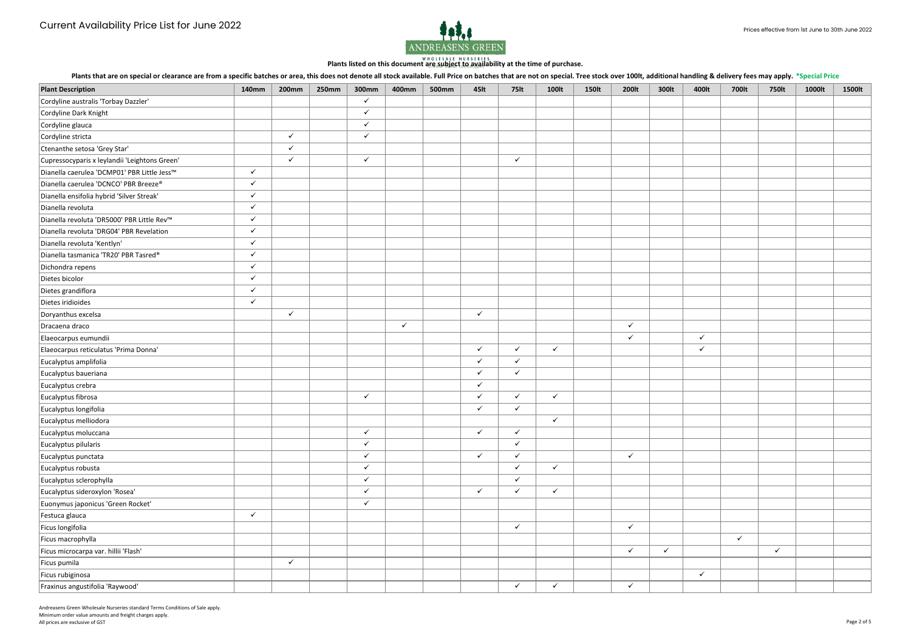# Current Availability Price List for June 2022

Prices effective from 1st June to 30th June 2022

ANDREASENS GREEN
WHOLESALE NURSERIES

**Plants listed on this document are subject to availability at the time of purchase.**

**Plants that are on special or clearance are from a specific batches or area, this does not denote all stock available. Full Price on batches that are not on special. Tree stock over 100lt, additional handling & delivery fees may apply. *Special Price**

| Plant Description | 140mm | 200mm | 250mm | 300mm | 400mm | 500mm | 45lt | 75lt | 100lt | 150lt | 200lt | 300lt | 400lt | 700lt | 750lt | 1000lt | 1500lt |
|---|---|---|---|---|---|---|---|---|---|---|---|---|---|---|---|---|---|
| Cordyline australis 'Torbay Dazzler' | | | | ✓ | | | | | | | | | | | | | |
| Cordyline Dark Knight | | | | ✓ | | | | | | | | | | | | | |
| Cordyline glauca | | | | ✓ | | | | | | | | | | | | | |
| Cordyline stricta | | ✓ | | ✓ | | | | | | | | | | | | | |
| Ctenanthe setosa 'Grey Star' | | ✓ | | | | | | | | | | | | | | | |
| Cupressocyparis x leylandii 'Leightons Green' | | ✓ | | ✓ | | | | ✓ | | | | | | | | | |
| Dianella caerulea 'DCMP01' PBR Little Jess™ | ✓ | | | | | | | | | | | | | | | | |
| Dianella caerulea 'DCNCO' PBR Breeze® | ✓ | | | | | | | | | | | | | | | | |
| Dianella ensifolia hybrid 'Silver Streak' | ✓ | | | | | | | | | | | | | | | | |
| Dianella revoluta | ✓ | | | | | | | | | | | | | | | | |
| Dianella revoluta 'DR5000' PBR Little Rev™ | ✓ | | | | | | | | | | | | | | | | |
| Dianella revoluta 'DRG04' PBR Revelation | ✓ | | | | | | | | | | | | | | | | |
| Dianella revoluta 'Kentlyn' | ✓ | | | | | | | | | | | | | | | | |
| Dianella tasmanica 'TR20' PBR Tasred® | ✓ | | | | | | | | | | | | | | | | |
| Dichondra repens | ✓ | | | | | | | | | | | | | | | | |
| Dietes bicolor | ✓ | | | | | | | | | | | | | | | | |
| Dietes grandiflora | ✓ | | | | | | | | | | | | | | | | |
| Dietes iridioides | ✓ | | | | | | | | | | | | | | | | |
| Doryanthus excelsa | | ✓ | | | | | ✓ | | | | | | | | | | |
| Dracaena draco | | | | | ✓ | | | | | | ✓ | | | | | | |
| Elaeocarpus eumundii | | | | | | | | | | | ✓ | | ✓ | | | | |
| Elaeocarpus reticulatus 'Prima Donna' | | | | | | | ✓ | ✓ | ✓ | | | | ✓ | | | | |
| Eucalyptus amplifolia | | | | | | | ✓ | ✓ | | | | | | | | | |
| Eucalyptus baueriana | | | | | | | ✓ | ✓ | | | | | | | | | |
| Eucalyptus crebra | | | | | | | ✓ | | | | | | | | | | |
| Eucalyptus fibrosa | | | | ✓ | | | ✓ | ✓ | ✓ | | | | | | | | |
| Eucalyptus longifolia | | | | | | | ✓ | ✓ | | | | | | | | | |
| Eucalyptus melliodora | | | | | | | | | ✓ | | | | | | | | |
| Eucalyptus moluccana | | | | ✓ | | | ✓ | ✓ | | | | | | | | | |
| Eucalyptus pilularis | | | | ✓ | | | | ✓ | | | | | | | | | |
| Eucalyptus punctata | | | | ✓ | | | ✓ | ✓ | | | ✓ | | | | | | |
| Eucalyptus robusta | | | | ✓ | | | | ✓ | ✓ | | | | | | | | |
| Eucalyptus sclerophylla | | | | ✓ | | | | ✓ | | | | | | | | | |
| Eucalyptus sideroxylon 'Rosea' | | | | ✓ | | | ✓ | ✓ | ✓ | | | | | | | | |
| Euonymus japonicus 'Green Rocket' | | | | ✓ | | | | | | | | | | | | | |
| Festuca glauca | ✓ | | | | | | | | | | | | | | | | |
| Ficus longifolia | | | | | | | | ✓ | | | ✓ | | | | | | |
| Ficus macrophylla | | | | | | | | | | | | | | ✓ | | | |
| Ficus microcarpa var. hillii 'Flash' | | | | | | | | | | | ✓ | ✓ | | | ✓ | | |
| Ficus pumila | | ✓ | | | | | | | | | | | | | | | |
| Ficus rubiginosa | | | | | | | | | | | | | ✓ | | | | |
| Fraxinus angustifolia 'Raywood' | | | | | | | | ✓ | ✓ | | ✓ | | | | | | |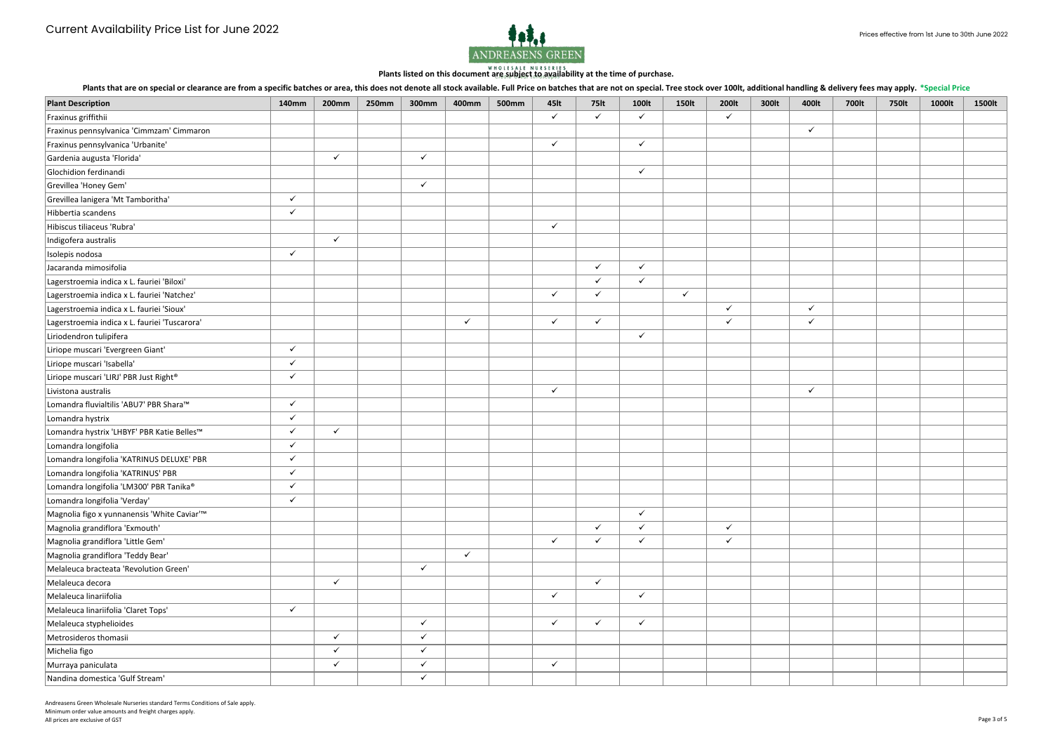# Current Availability Price List for June 2022

Prices effective from 1st June to 30th June 2022

ANDREASENS GREEN
WHOLESALE NURSERIES

**Plants listed on this document are subject to availability at the time of purchase.**

**Plants that are on special or clearance are from a specific batches or area, this does not denote all stock available. Full Price on batches that are not on special. Tree stock over 100lt, additional handling & delivery fees may apply. *Special Price**

| Plant Description | 140mm | 200mm | 250mm | 300mm | 400mm | 500mm | 45lt | 75lt | 100lt | 150lt | 200lt | 300lt | 400lt | 700lt | 750lt | 1000lt | 1500lt |
|---|---|---|---|---|---|---|---|---|---|---|---|---|---|---|---|---|---|
| Fraxinus griffithii | | | | | | | ✓ | ✓ | ✓ | | ✓ | | | | | | |
| Fraxinus pennsylvanica 'Cimmzam' Cimmaron | | | | | | | | | | | | | ✓ | | | | |
| Fraxinus pennsylvanica 'Urbanite' | | | | | | | ✓ | | ✓ | | | | | | | | |
| Gardenia augusta 'Florida' | | ✓ | | ✓ | | | | | | | | | | | | | |
| Glochidion ferdinandi | | | | | | | | | ✓ | | | | | | | | |
| Grevillea 'Honey Gem' | | | | ✓ | | | | | | | | | | | | | |
| Grevillea lanigera 'Mt Tamboritha' | ✓ | | | | | | | | | | | | | | | | |
| Hibbertia scandens | ✓ | | | | | | | | | | | | | | | | |
| Hibiscus tiliaceus 'Rubra' | | | | | | | ✓ | | | | | | | | | | |
| Indigofera australis | | ✓ | | | | | | | | | | | | | | | |
| Isolepis nodosa | ✓ | | | | | | | | | | | | | | | | |
| Jacaranda mimosifolia | | | | | | | | ✓ | ✓ | | | | | | | | |
| Lagerstroemia indica x L. fauriei 'Biloxi' | | | | | | | | ✓ | ✓ | | | | | | | | |
| Lagerstroemia indica x L. fauriei 'Natchez' | | | | | | | ✓ | ✓ | | ✓ | | | | | | | |
| Lagerstroemia indica x L. fauriei 'Sioux' | | | | | | | | | | | ✓ | | ✓ | | | | |
| Lagerstroemia indica x L. fauriei 'Tuscarora' | | | | | ✓ | | ✓ | ✓ | | | ✓ | | ✓ | | | | |
| Liriodendron tulipifera | | | | | | | | | ✓ | | | | | | | | |
| Liriope muscari 'Evergreen Giant' | ✓ | | | | | | | | | | | | | | | | |
| Liriope muscari 'Isabella' | ✓ | | | | | | | | | | | | | | | | |
| Liriope muscari 'LIRJ' PBR Just Right® | ✓ | | | | | | | | | | | | | | | | |
| Livistona australis | | | | | | | ✓ | | | | | | ✓ | | | | |
| Lomandra fluvialtilis 'ABU7' PBR Shara™ | ✓ | | | | | | | | | | | | | | | | |
| Lomandra hystrix | ✓ | | | | | | | | | | | | | | | | |
| Lomandra hystrix 'LHBYF' PBR Katie Belles™ | ✓ | ✓ | | | | | | | | | | | | | | | |
| Lomandra longifolia | ✓ | | | | | | | | | | | | | | | | |
| Lomandra longifolia 'KATRINUS DELUXE' PBR | ✓ | | | | | | | | | | | | | | | | |
| Lomandra longifolia 'KATRINUS' PBR | ✓ | | | | | | | | | | | | | | | | |
| Lomandra longifolia 'LM300' PBR Tanika® | ✓ | | | | | | | | | | | | | | | | |
| Lomandra longifolia 'Verday' | ✓ | | | | | | | | | | | | | | | | |
| Magnolia figo x yunnanensis 'White Caviar'™ | | | | | | | | | ✓ | | | | | | | | |
| Magnolia grandiflora 'Exmouth' | | | | | | | | ✓ | ✓ | | ✓ | | | | | | |
| Magnolia grandiflora 'Little Gem' | | | | | | | ✓ | ✓ | ✓ | | ✓ | | | | | | |
| Magnolia grandiflora 'Teddy Bear' | | | | | ✓ | | | | | | | | | | | | |
| Melaleuca bracteata 'Revolution Green' | | | | ✓ | | | | | | | | | | | | | |
| Melaleuca decora | | ✓ | | | | | | ✓ | | | | | | | | | |
| Melaleuca linariifolia | | | | | | | ✓ | | ✓ | | | | | | | | |
| Melaleuca linariifolia 'Claret Tops' | ✓ | | | | | | | | | | | | | | | | |
| Melaleuca styphelioides | | | | ✓ | | | ✓ | ✓ | ✓ | | | | | | | | |
| Metrosideros thomasii | | ✓ | | ✓ | | | | | | | | | | | | | |
| Michelia figo | | ✓ | | ✓ | | | | | | | | | | | | | |
| Murraya paniculata | | ✓ | | ✓ | | | ✓ | | | | | | | | | | |
| Nandina domestica 'Gulf Stream' | | | | ✓ | | | | | | | | | | | | | |

Andreasens Green Wholesale Nurseries standard Terms Conditions of Sale apply.
Minimum order value amounts and freight charges apply.
All prices are exclusive of GST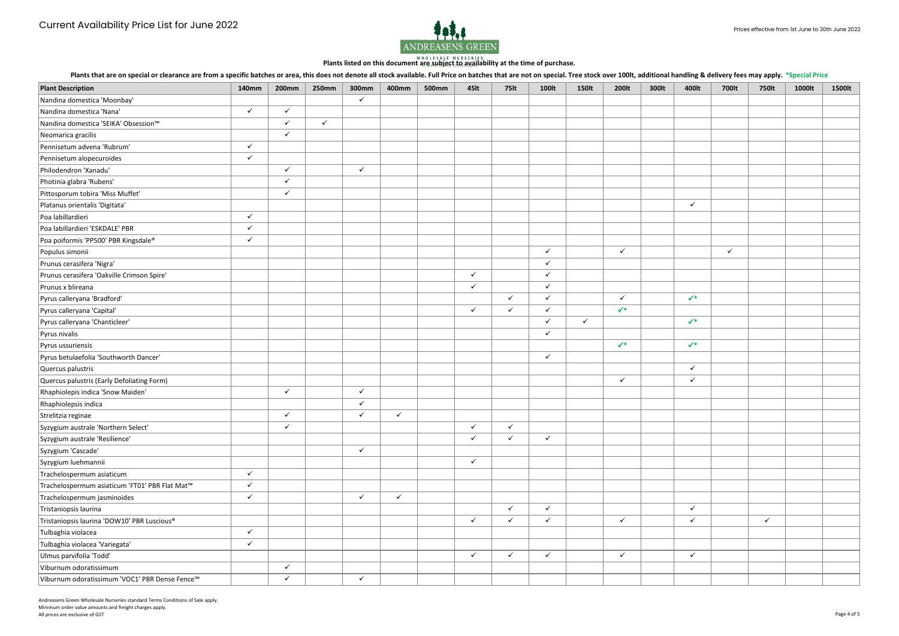# Current Availability Price List for June 2022

Prices effective from 1st June to 30th June 2022

ANDREASENS GREEN
WHOLESALE NURSERIES

**Plants listed on this document are subject to availability at the time of purchase.**

**Plants that are on special or clearance are from a specific batches or area, this does not denote all stock available. Full Price on batches that are not on special. Tree stock over 100lt, additional handling & delivery fees may apply. *Special Price**

| Plant Description | 140mm | 200mm | 250mm | 300mm | 400mm | 500mm | 45lt | 75lt | 100lt | 150lt | 200lt | 300lt | 400lt | 700lt | 750lt | 1000lt | 1500lt |
|---|---|---|---|---|---|---|---|---|---|---|---|---|---|---|---|---|---|
| Nandina domestica 'Moonbay' | | | | ✓ | | | | | | | | | | | | | |
| Nandina domestica 'Nana' | ✓ | ✓ | | | | | | | | | | | | | | | |
| Nandina domestica 'SEIKA' Obsession™ | | ✓ | ✓ | | | | | | | | | | | | | | |
| Neomarica gracilis | | ✓ | | | | | | | | | | | | | | | |
| Pennisetum advena 'Rubrum' | ✓ | | | | | | | | | | | | | | | | |
| Pennisetum alopecuroides | ✓ | | | | | | | | | | | | | | | | |
| Philodendron 'Xanadu' | | ✓ | | ✓ | | | | | | | | | | | | | |
| Photinia glabra 'Rubens' | | ✓ | | | | | | | | | | | | | | | |
| Pittosporum tobira 'Miss Muffet' | | ✓ | | | | | | | | | | | | | | | |
| Platanus orientalis 'Digitata' | | | | | | | | | | | | | ✓ | | | | |
| Poa labillardieri | ✓ | | | | | | | | | | | | | | | | |
| Poa labillardieri 'ESKDALE' PBR | ✓ | | | | | | | | | | | | | | | | |
| Poa poiformis 'PP500' PBR Kingsdale® | ✓ | | | | | | | | | | | | | | | | |
| Populus simonii | | | | | | | | | ✓ | | ✓ | | | ✓ | | | |
| Prunus cerasifera 'Nigra' | | | | | | | | | ✓ | | | | | | | | |
| Prunus cerasifera 'Oakville Crimson Spire' | | | | | | | ✓ | | ✓ | | | | | | | | |
| Prunus x blireana | | | | | | | ✓ | | ✓ | | | | | | | | |
| Pyrus calleryana 'Bradford' | | | | | | | | ✓ | ✓ | | ✓ | | ✓* | | | | |
| Pyrus calleryana 'Capital' | | | | | | | ✓ | ✓ | ✓ | | ✓* | | | | | | |
| Pyrus calleryana 'Chanticleer' | | | | | | | | | ✓ | ✓ | | | ✓* | | | | |
| Pyrus nivalis | | | | | | | | | ✓ | | | | | | | | |
| Pyrus ussuriensis | | | | | | | | | | | ✓* | | ✓* | | | | |
| Pyrus betulaefolia 'Southworth Dancer' | | | | | | | | | ✓ | | | | | | | | |
| Quercus palustris | | | | | | | | | | | | | ✓ | | | | |
| Quercus palustris (Early Defoliating Form) | | | | | | | | | | | ✓ | | ✓ | | | | |
| Rhaphiolepis indica 'Snow Maiden' | | ✓ | | ✓ | | | | | | | | | | | | | |
| Rhaphiolepsis indica | | | | ✓ | | | | | | | | | | | | | |
| Strelitzia reginae | | ✓ | | ✓ | ✓ | | | | | | | | | | | | |
| Syzygium australe 'Northern Select' | | ✓ | | | | | ✓ | ✓ | | | | | | | | | |
| Syzygium australe 'Resilience' | | | | | | | ✓ | ✓ | ✓ | | | | | | | | |
| Syzygium 'Cascade' | | | | ✓ | | | | | | | | | | | | | |
| Syzygium luehmannii | | | | | | | ✓ | | | | | | | | | | |
| Trachelospermum asiaticum | ✓ | | | | | | | | | | | | | | | | |
| Trachelospermum asiaticum 'FT01' PBR Flat Mat™ | ✓ | | | | | | | | | | | | | | | | |
| Trachelospermum jasminoides | ✓ | | | ✓ | ✓ | | | | | | | | | | | | |
| Tristaniopsis laurina | | | | | | | | ✓ | ✓ | | | | ✓ | | | | |
| Tristaniopsis laurina 'DOW10' PBR Luscious® | | | | | | | ✓ | ✓ | ✓ | | ✓ | | ✓ | | ✓ | | |
| Tulbaghia violacea | ✓ | | | | | | | | | | | | | | | | |
| Tulbaghia violacea 'Variegata' | ✓ | | | | | | | | | | | | | | | | |
| Ulmus parvifolia 'Todd' | | | | | | | ✓ | ✓ | ✓ | | ✓ | | ✓ | | | | |
| Viburnum odoratissimum | | ✓ | | | | | | | | | | | | | | | |
| Viburnum odoratissimum 'VOC1' PBR Dense Fence™ | | ✓ | | ✓ | | | | | | | | | | | | | |

Andreasens Green Wholesale Nurseries standard Terms Conditions of Sale apply.
Minimum order value amounts and freight charges apply.
All prices are exclusive of GST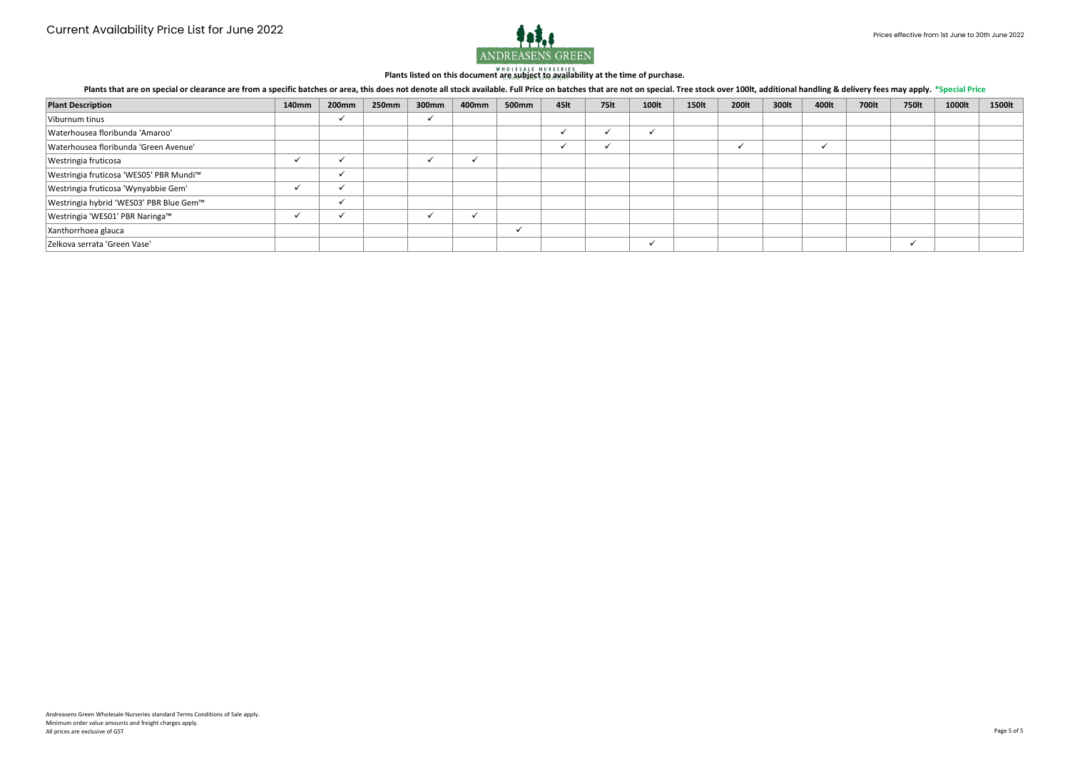**Plants listed on this document are subject to availability at the time of purchase.**

**Plants that are on special or clearance are from a specific batches or area, this does not denote all stock available. Full Price on batches that are not on special. Tree stock over 100lt, additional handling & delivery fees may apply. *Special Price**

| Plant Description | 140mm | 200mm | 250mm | 300mm | 400mm | 500mm | 45lt | 75lt | 100lt | 150lt | 200lt | 300lt | 400lt | 700lt | 750lt | 1000lt | 1500lt |
|---|---|---|---|---|---|---|---|---|---|---|---|---|---|---|---|---|---|
| Viburnum tinus | | ✓ | | ✓ | | | | | | | | | | | | | |
| Waterhousea floribunda 'Amaroo' | | | | | | | ✓ | ✓ | ✓ | | | | | | | | |
| Waterhousea floribunda 'Green Avenue' | | | | | | | ✓ | ✓ | | | ✓ | | ✓ | | | | |
| Westringia fruticosa | ✓ | ✓ | | ✓ | ✓ | | | | | | | | | | | | |
| Westringia fruticosa 'WES05' PBR Mundi™ | | ✓ | | | | | | | | | | | | | | | |
| Westringia fruticosa 'Wynyabbie Gem' | ✓ | ✓ | | | | | | | | | | | | | | | |
| Westringia hybrid 'WES03' PBR Blue Gem™ | | ✓ | | | | | | | | | | | | | | | |
| Westringia 'WES01' PBR Naringa™ | ✓ | ✓ | | ✓ | ✓ | | | | | | | | | | | | |
| Xanthorrhoea glauca | | | | | | ✓ | | | | | | | | | | | |
| Zelkova serrata 'Green Vase' | | | | | | | | | ✓ | | | | | | ✓ | | |

Andreasens Green Wholesale Nurseries standard Terms Conditions of Sale apply.
Minimum order value amounts and freight charges apply.
All prices are exclusive of GST